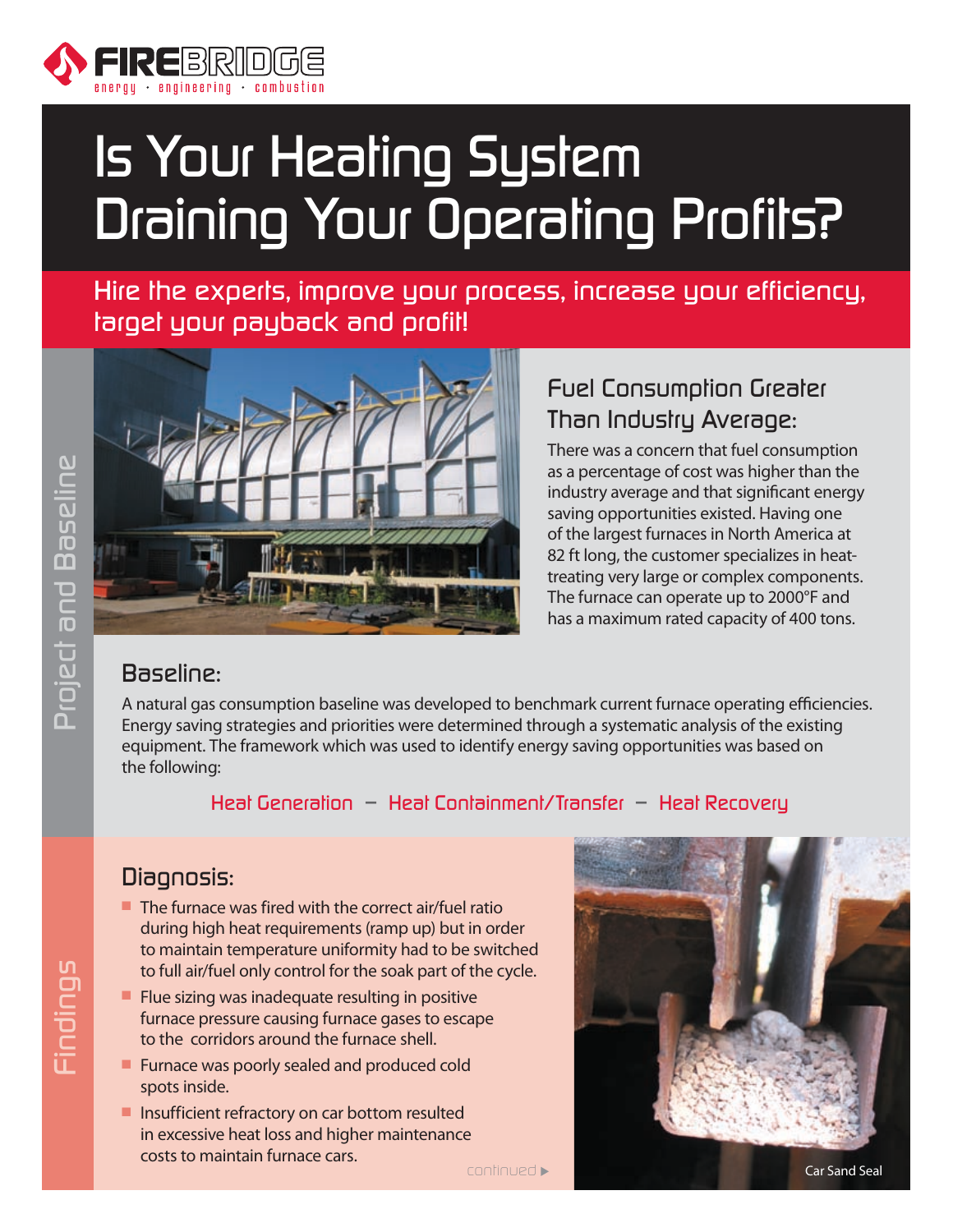FIREBRIDGE
energy · engineering · combustion

# Is Your Heating System Draining Your Operating Profits?

Hire the experts, improve your process, increase your efficiency, target your payback and profit!

Project and Baseline

## Fuel Consumption Greater Than Industry Average:

There was a concern that fuel consumption as a percentage of cost was higher than the industry average and that significant energy saving opportunities existed. Having one of the largest furnaces in North America at 82 ft long, the customer specializes in heat-treating very large or complex components. The furnace can operate up to 2000°F and has a maximum rated capacity of 400 tons.

## Baseline:

A natural gas consumption baseline was developed to benchmark current furnace operating efficiencies. Energy saving strategies and priorities were determined through a systematic analysis of the existing equipment. The framework which was used to identify energy saving opportunities was based on the following:

Heat Generation – Heat Containment/Transfer – Heat Recovery

Findings

## Diagnosis:

- The furnace was fired with the correct air/fuel ratio during high heat requirements (ramp up) but in order to maintain temperature uniformity had to be switched to full air/fuel only control for the soak part of the cycle.
- Flue sizing was inadequate resulting in positive furnace pressure causing furnace gases to escape to the corridors around the furnace shell.
- Furnace was poorly sealed and produced cold spots inside.
- Insufficient refractory on car bottom resulted in excessive heat loss and higher maintenance costs to maintain furnace cars.

continued ▸

Car Sand Seal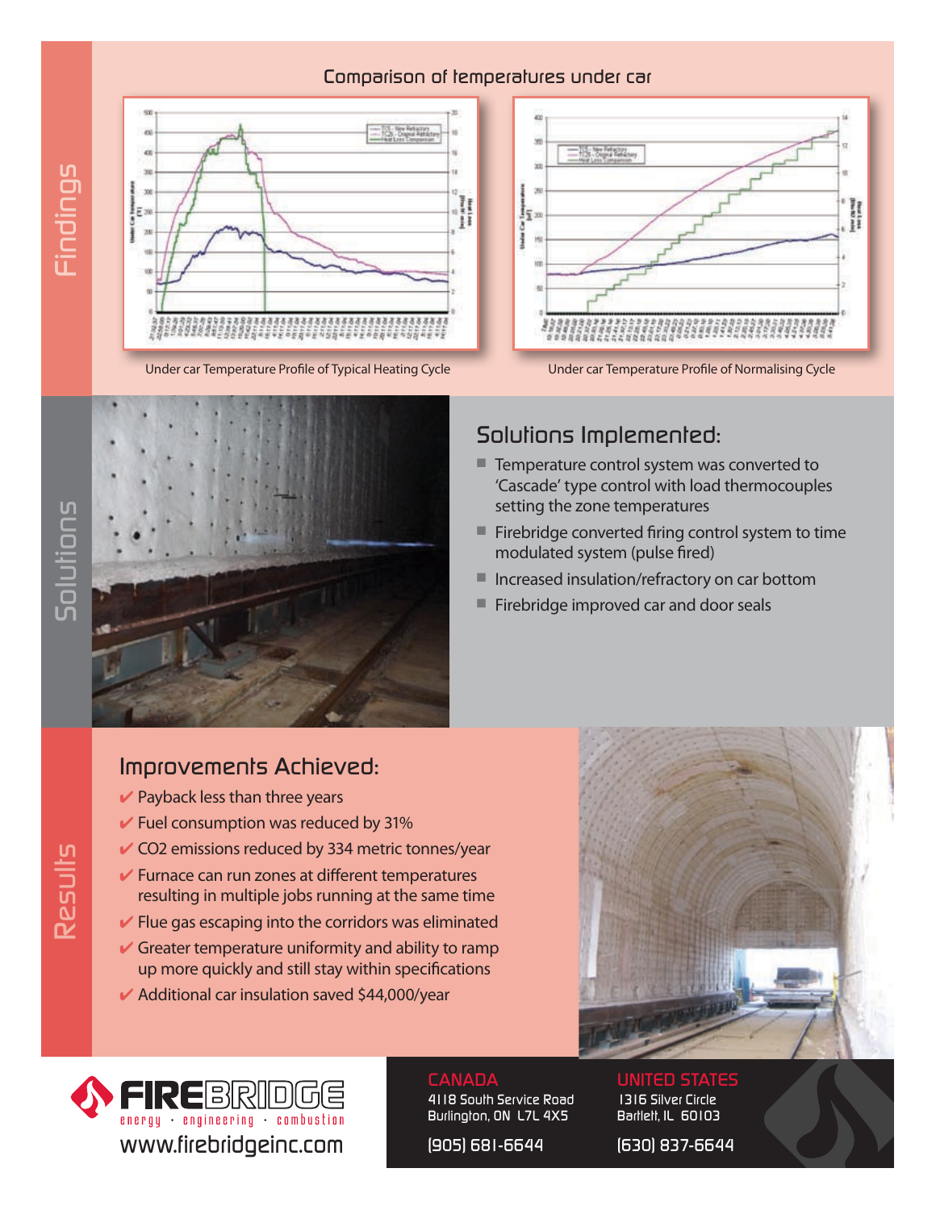Findings

## Comparison of temperatures under car

Under car Temperature Profile of Typical Heating Cycle

Under car Temperature Profile of Normalising Cycle

Solutions

## Solutions Implemented:

- Temperature control system was converted to 'Cascade' type control with load thermocouples setting the zone temperatures
- Firebridge converted firing control system to time modulated system (pulse fired)
- Increased insulation/refractory on car bottom
- Firebridge improved car and door seals

Results

## Improvements Achieved:

- ✔ Payback less than three years
- ✔ Fuel consumption was reduced by 31%
- ✔ $CO_2$ emissions reduced by 334 metric tonnes/year
- ✔ Furnace can run zones at different temperatures resulting in multiple jobs running at the same time
- ✔ Flue gas escaping into the corridors was eliminated
- ✔ Greater temperature uniformity and ability to ramp up more quickly and still stay within specifications
- ✔ Additional car insulation saved $44,000/year

**FIREBRIDGE**
energy · engineering · combustion
www.firebridgeinc.com

**CANADA**
4118 South Service Road
Burlington, ON L7L 4X5
(905) 681-6644

**UNITED STATES**
1316 Silver Circle
Bartlett, IL 60103
(630) 837-6644